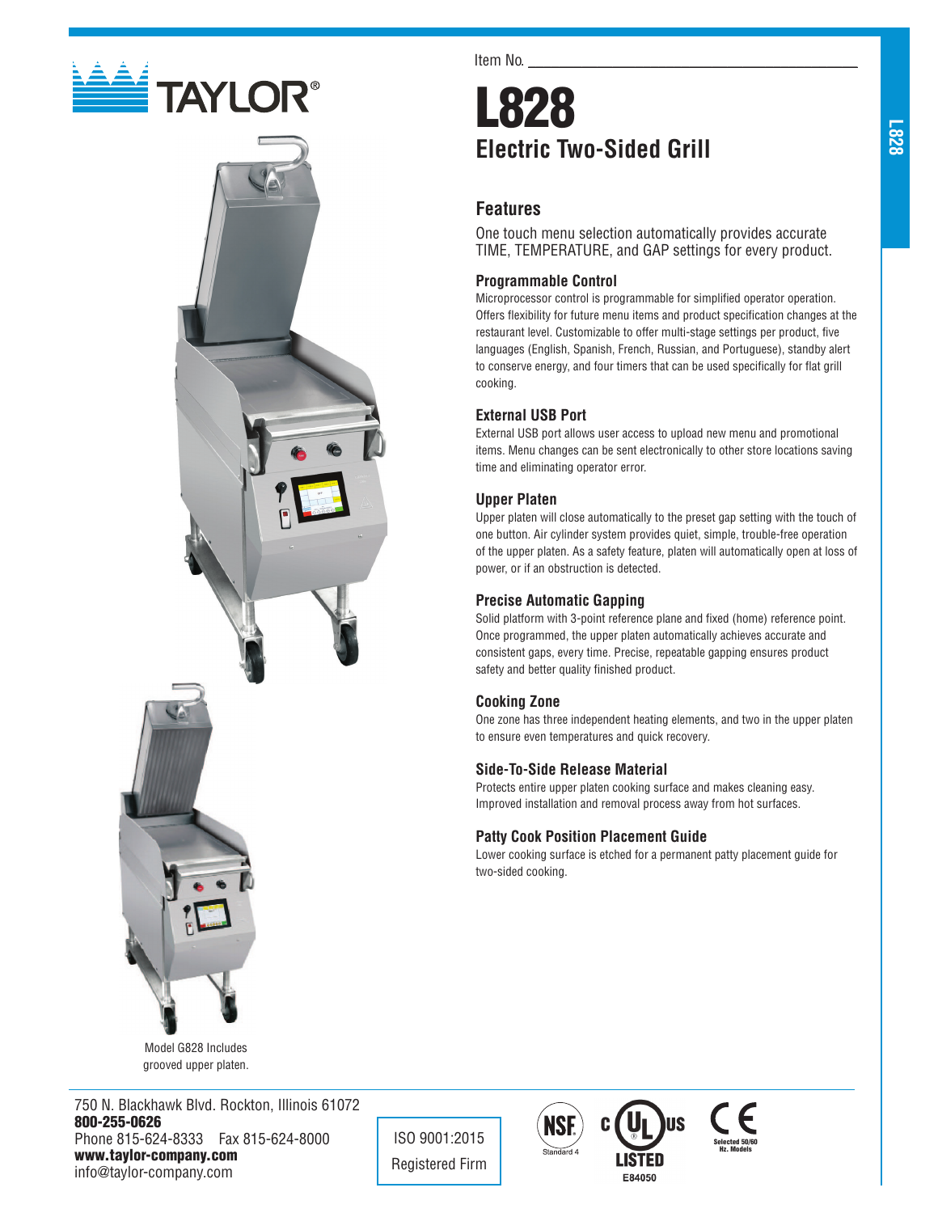TAYLOR®

Item No. ______________________________

# L828

## Electric Two-Sided Grill

### Features

One touch menu selection automatically provides accurate TIME, TEMPERATURE, and GAP settings for every product.

#### Programmable Control

Microprocessor control is programmable for simplified operator operation. Offers flexibility for future menu items and product specification changes at the restaurant level. Customizable to offer multi-stage settings per product, five languages (English, Spanish, French, Russian, and Portuguese), standby alert to conserve energy, and four timers that can be used specifically for flat grill cooking.

#### External USB Port

External USB port allows user access to upload new menu and promotional items. Menu changes can be sent electronically to other store locations saving time and eliminating operator error.

#### Upper Platen

Upper platen will close automatically to the preset gap setting with the touch of one button. Air cylinder system provides quiet, simple, trouble-free operation of the upper platen. As a safety feature, platen will automatically open at loss of power, or if an obstruction is detected.

#### Precise Automatic Gapping

Solid platform with 3-point reference plane and fixed (home) reference point. Once programmed, the upper platen automatically achieves accurate and consistent gaps, every time. Precise, repeatable gapping ensures product safety and better quality finished product.

#### Cooking Zone

One zone has three independent heating elements, and two in the upper platen to ensure even temperatures and quick recovery.

#### Side-To-Side Release Material

Protects entire upper platen cooking surface and makes cleaning easy. Improved installation and removal process away from hot surfaces.

#### Patty Cook Position Placement Guide

Lower cooking surface is etched for a permanent patty placement guide for two-sided cooking.

Model G828 Includes grooved upper platen.

750 N. Blackhawk Blvd. Rockton, Illinois 61072
**800-255-0626**
Phone 815-624-8333 Fax 815-624-8000
**www.taylor-company.com**
info@taylor-company.com

ISO 9001:2015
Registered Firm

NSF Standard 4

c UL us LISTED E84050

CE Selected 50/60 Hz. Models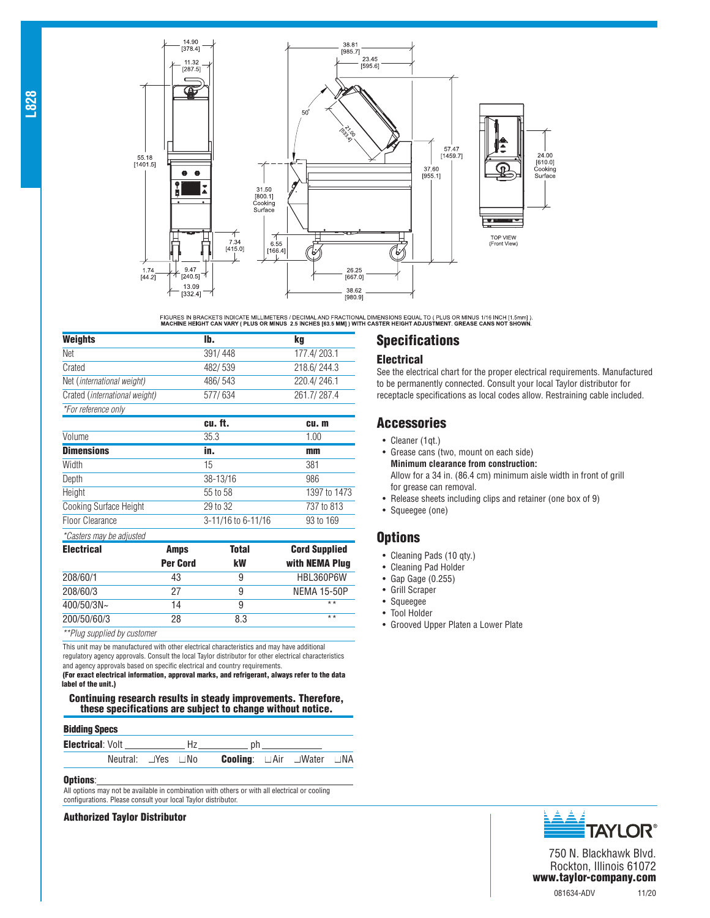14.90
[378.4]
11.32
[287.5]
55.18
[1401.5]
7.34
[415.0]
1.74
[44.2]
9.47
[240.5]
13.09
[332.4]

38.81
[985.7]
23.45
[595.6]
50°
21.00
[533.4]
57.47
[1459.7]
37.60
[955.1]
31.50
[800.1]
Cooking
Surface
6.55
[166.4]
26.25
[667.0]
38.62
[980.9]

24.00
[610.0]
Cooking
Surface
TOP VIEW
(Front View)

FIGURES IN BRACKETS INDICATE MILLIMETERS / DECIMAL AND FRACTIONAL DIMENSIONS EQUAL TO ( PLUS OR MINUS 1/16 INCH [1.5mm] ).
**MACHINE HEIGHT CAN VARY ( PLUS OR MINUS 2.5 INCHES [63.5 MM] ) WITH CASTER HEIGHT ADJUSTMENT. GREASE CANS NOT SHOWN.**

| **Weights** | **lb.** | **kg** |
|---|---|---|
| Net | 391/ 448 | 177.4/ 203.1 |
| Crated | 482/ 539 | 218.6/ 244.3 |
| Net (*international weight*) | 486/ 543 | 220.4/ 246.1 |
| Crated (*international weight*) | 577/ 634 | 261.7/ 287.4 |
| *\*For reference only* | | |
| | **cu. ft.** | **cu. m** |
| Volume | 35.3 | 1.00 |
| **Dimensions** | **in.** | **mm** |
| Width | 15 | 381 |
| Depth | 38-13/16 | 986 |
| Height | 55 to 58 | 1397 to 1473 |
| Cooking Surface Height | 29 to 32 | 737 to 813 |
| Floor Clearance | 3-11/16 to 6-11/16 | 93 to 169 |
| *\*Casters may be adjusted* | | |

| **Electrical** | **Amps Per Cord** | **Total kW** | **Cord Supplied with NEMA Plug** |
|---|---|---|---|
| 208/60/1 | 43 | 9 | HBL360P6W |
| 208/60/3 | 27 | 9 | NEMA 15-50P |
| 400/50/3N~ | 14 | 9 | ** |
| 200/50/60/3 | 28 | 8.3 | ** |

*\*\*Plug supplied by customer*

This unit may be manufactured with other electrical characteristics and may have additional regulatory agency approvals. Consult the local Taylor distributor for other electrical characteristics and agency approvals based on specific electrical and country requirements.
**(For exact electrical information, approval marks, and refrigerant, always refer to the data label of the unit.)**

**Continuing research results in steady improvements. Therefore, these specifications are subject to change without notice.**

**Bidding Specs**

**Electrical**: Volt ____________ Hz ____________ ph ____________

Neutral: ❑Yes ❑No **Cooling**: ❑Air ❑Water ❑NA

**Options**: ______________________________

All options may not be available in combination with others or with all electrical or cooling configurations. Please consult your local Taylor distributor.

**Authorized Taylor Distributor**

## Specifications

### Electrical

See the electrical chart for the proper electrical requirements. Manufactured to be permanently connected. Consult your local Taylor distributor for receptacle specifications as local codes allow. Restraining cable included.

## Accessories

- Cleaner (1qt.)
- Grease cans (two, mount on each side)
  **Minimum clearance from construction:**
  Allow for a 34 in. (86.4 cm) minimum aisle width in front of grill for grease can removal.
- Release sheets including clips and retainer (one box of 9)
- Squeegee (one)

## Options

- Cleaning Pads (10 qty.)
- Cleaning Pad Holder
- Gap Gage (0.255)
- Grill Scraper
- Squeegee
- Tool Holder
- Grooved Upper Platen a Lower Plate

TAYLOR®

750 N. Blackhawk Blvd.
Rockton, Illinois 61072
**www.taylor-company.com**

081634-ADV 11/20